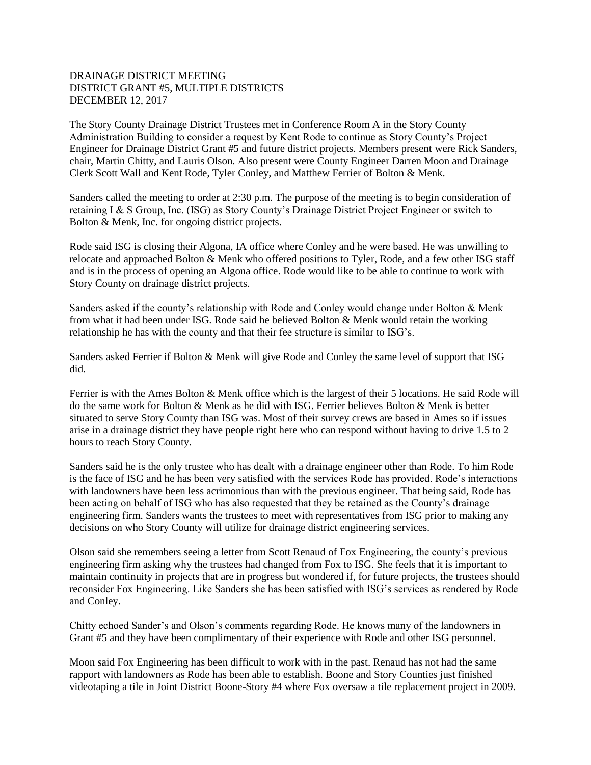DRAINAGE DISTRICT MEETING
DISTRICT GRANT #5, MULTIPLE DISTRICTS
DECEMBER 12, 2017

The Story County Drainage District Trustees met in Conference Room A in the Story County Administration Building to consider a request by Kent Rode to continue as Story County's Project Engineer for Drainage District Grant #5 and future district projects. Members present were Rick Sanders, chair, Martin Chitty, and Lauris Olson. Also present were County Engineer Darren Moon and Drainage Clerk Scott Wall and Kent Rode, Tyler Conley, and Matthew Ferrier of Bolton & Menk.

Sanders called the meeting to order at 2:30 p.m. The purpose of the meeting is to begin consideration of retaining I & S Group, Inc. (ISG) as Story County's Drainage District Project Engineer or switch to Bolton & Menk, Inc. for ongoing district projects.

Rode said ISG is closing their Algona, IA office where Conley and he were based. He was unwilling to relocate and approached Bolton & Menk who offered positions to Tyler, Rode, and a few other ISG staff and is in the process of opening an Algona office. Rode would like to be able to continue to work with Story County on drainage district projects.

Sanders asked if the county's relationship with Rode and Conley would change under Bolton & Menk from what it had been under ISG. Rode said he believed Bolton & Menk would retain the working relationship he has with the county and that their fee structure is similar to ISG's.

Sanders asked Ferrier if Bolton & Menk will give Rode and Conley the same level of support that ISG did.

Ferrier is with the Ames Bolton & Menk office which is the largest of their 5 locations. He said Rode will do the same work for Bolton & Menk as he did with ISG. Ferrier believes Bolton & Menk is better situated to serve Story County than ISG was. Most of their survey crews are based in Ames so if issues arise in a drainage district they have people right here who can respond without having to drive 1.5 to 2 hours to reach Story County.

Sanders said he is the only trustee who has dealt with a drainage engineer other than Rode. To him Rode is the face of ISG and he has been very satisfied with the services Rode has provided. Rode's interactions with landowners have been less acrimonious than with the previous engineer. That being said, Rode has been acting on behalf of ISG who has also requested that they be retained as the County's drainage engineering firm. Sanders wants the trustees to meet with representatives from ISG prior to making any decisions on who Story County will utilize for drainage district engineering services.

Olson said she remembers seeing a letter from Scott Renaud of Fox Engineering, the county's previous engineering firm asking why the trustees had changed from Fox to ISG. She feels that it is important to maintain continuity in projects that are in progress but wondered if, for future projects, the trustees should reconsider Fox Engineering. Like Sanders she has been satisfied with ISG's services as rendered by Rode and Conley.

Chitty echoed Sander's and Olson's comments regarding Rode. He knows many of the landowners in Grant #5 and they have been complimentary of their experience with Rode and other ISG personnel.

Moon said Fox Engineering has been difficult to work with in the past. Renaud has not had the same rapport with landowners as Rode has been able to establish. Boone and Story Counties just finished videotaping a tile in Joint District Boone-Story #4 where Fox oversaw a tile replacement project in 2009.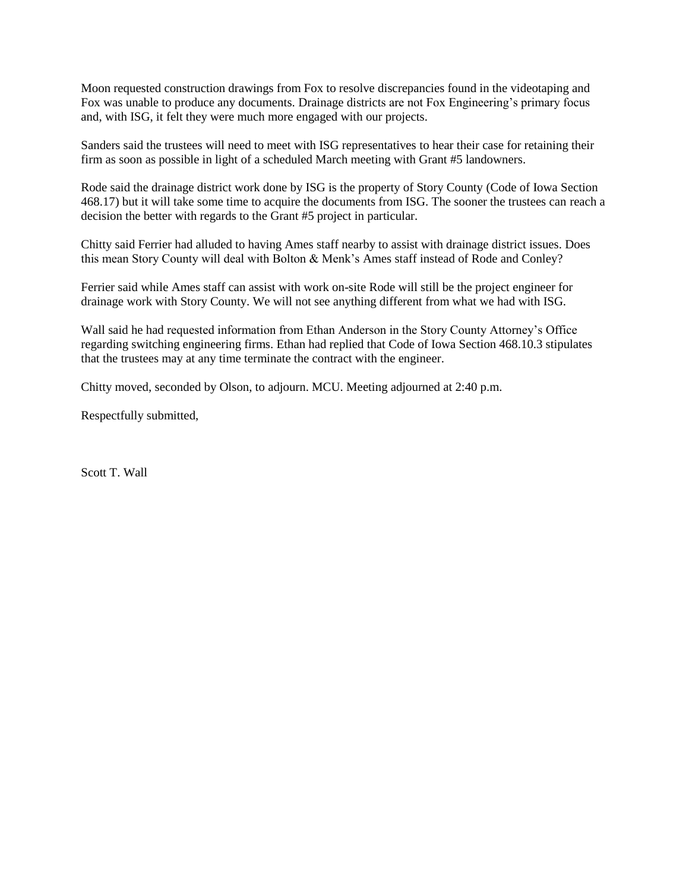Moon requested construction drawings from Fox to resolve discrepancies found in the videotaping and Fox was unable to produce any documents. Drainage districts are not Fox Engineering's primary focus and, with ISG, it felt they were much more engaged with our projects.

Sanders said the trustees will need to meet with ISG representatives to hear their case for retaining their firm as soon as possible in light of a scheduled March meeting with Grant #5 landowners.

Rode said the drainage district work done by ISG is the property of Story County (Code of Iowa Section 468.17) but it will take some time to acquire the documents from ISG. The sooner the trustees can reach a decision the better with regards to the Grant #5 project in particular.

Chitty said Ferrier had alluded to having Ames staff nearby to assist with drainage district issues. Does this mean Story County will deal with Bolton & Menk's Ames staff instead of Rode and Conley?

Ferrier said while Ames staff can assist with work on-site Rode will still be the project engineer for drainage work with Story County. We will not see anything different from what we had with ISG.

Wall said he had requested information from Ethan Anderson in the Story County Attorney's Office regarding switching engineering firms. Ethan had replied that Code of Iowa Section 468.10.3 stipulates that the trustees may at any time terminate the contract with the engineer.

Chitty moved, seconded by Olson, to adjourn. MCU. Meeting adjourned at 2:40 p.m.

Respectfully submitted,

Scott T. Wall